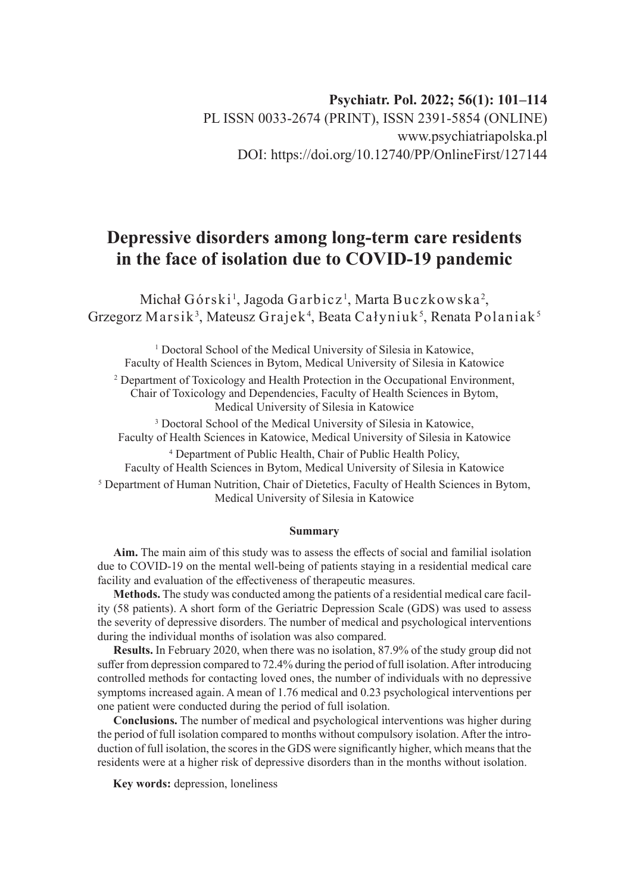# Depressive disorders among long-term care residents in the face of isolation due to COVID-19 pandemic

Michał Górski[1], Jagoda Garbicz[1], Marta Buczkowska[2], Grzegorz Marsik[3], Mateusz Grajek[4], Beata Całyniuk[5], Renata Polaniak[5]

[1] Doctoral School of the Medical University of Silesia in Katowice, Faculty of Health Sciences in Bytom, Medical University of Silesia in Katowice

[2] Department of Toxicology and Health Protection in the Occupational Environment, Chair of Toxicology and Dependencies, Faculty of Health Sciences in Bytom, Medical University of Silesia in Katowice

[3] Doctoral School of the Medical University of Silesia in Katowice, Faculty of Health Sciences in Katowice, Medical University of Silesia in Katowice

[4] Department of Public Health, Chair of Public Health Policy, Faculty of Health Sciences in Bytom, Medical University of Silesia in Katowice

[5] Department of Human Nutrition, Chair of Dietetics, Faculty of Health Sciences in Bytom, Medical University of Silesia in Katowice

## Summary

**Aim.** The main aim of this study was to assess the effects of social and familial isolation due to COVID-19 on the mental well-being of patients staying in a residential medical care facility and evaluation of the effectiveness of therapeutic measures.

**Methods.** The study was conducted among the patients of a residential medical care facility (58 patients). A short form of the Geriatric Depression Scale (GDS) was used to assess the severity of depressive disorders. The number of medical and psychological interventions during the individual months of isolation was also compared.

**Results.** In February 2020, when there was no isolation, 87.9% of the study group did not suffer from depression compared to 72.4% during the period of full isolation. After introducing controlled methods for contacting loved ones, the number of individuals with no depressive symptoms increased again. A mean of 1.76 medical and 0.23 psychological interventions per one patient were conducted during the period of full isolation.

**Conclusions.** The number of medical and psychological interventions was higher during the period of full isolation compared to months without compulsory isolation. After the introduction of full isolation, the scores in the GDS were significantly higher, which means that the residents were at a higher risk of depressive disorders than in the months without isolation.

**Key words:** depression, loneliness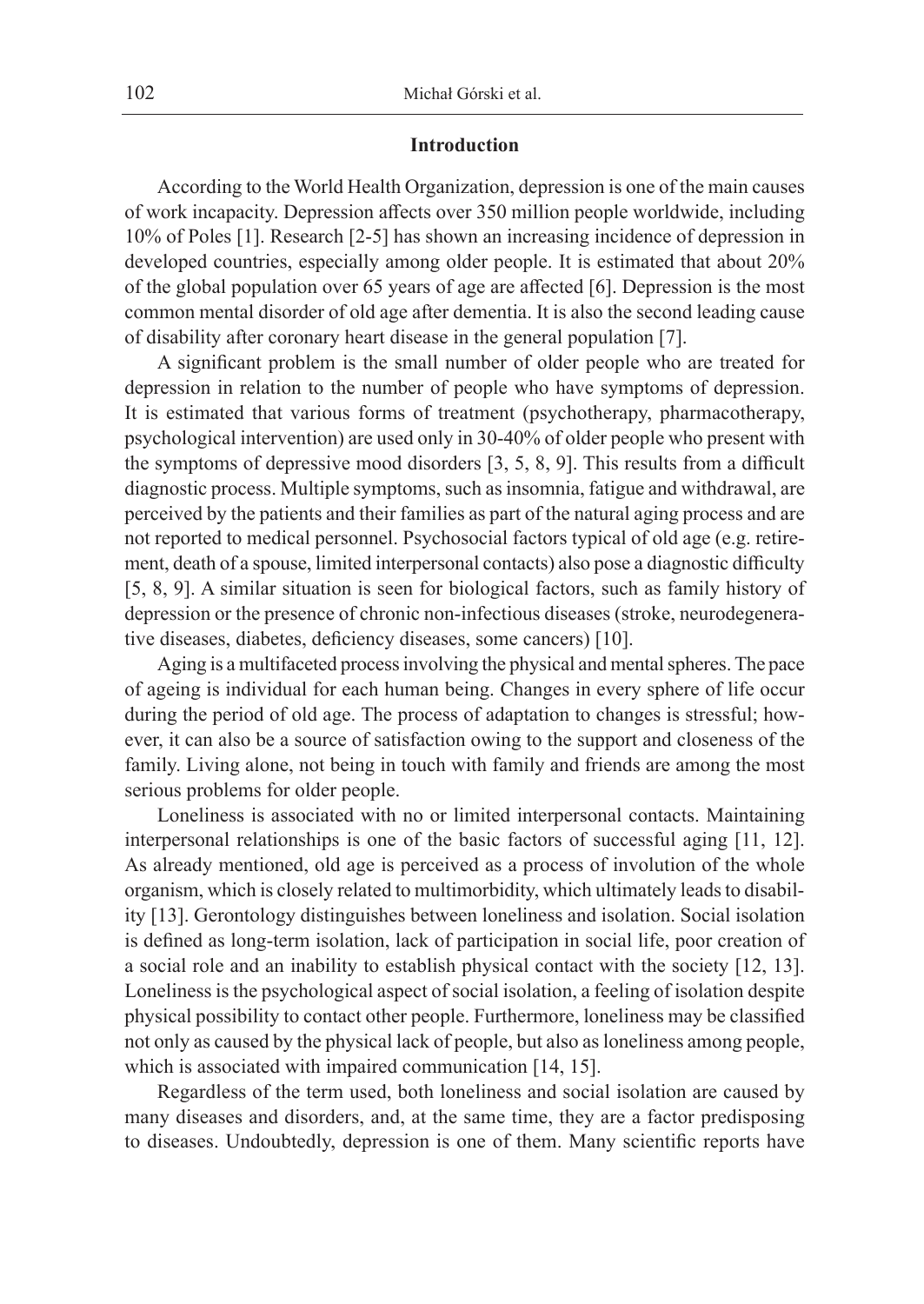## Introduction

According to the World Health Organization, depression is one of the main causes of work incapacity. Depression affects over 350 million people worldwide, including 10% of Poles [1]. Research [2-5] has shown an increasing incidence of depression in developed countries, especially among older people. It is estimated that about 20% of the global population over 65 years of age are affected [6]. Depression is the most common mental disorder of old age after dementia. It is also the second leading cause of disability after coronary heart disease in the general population [7].

A significant problem is the small number of older people who are treated for depression in relation to the number of people who have symptoms of depression. It is estimated that various forms of treatment (psychotherapy, pharmacotherapy, psychological intervention) are used only in 30-40% of older people who present with the symptoms of depressive mood disorders [3, 5, 8, 9]. This results from a difficult diagnostic process. Multiple symptoms, such as insomnia, fatigue and withdrawal, are perceived by the patients and their families as part of the natural aging process and are not reported to medical personnel. Psychosocial factors typical of old age (e.g. retirement, death of a spouse, limited interpersonal contacts) also pose a diagnostic difficulty [5, 8, 9]. A similar situation is seen for biological factors, such as family history of depression or the presence of chronic non-infectious diseases (stroke, neurodegenerative diseases, diabetes, deficiency diseases, some cancers) [10].

Aging is a multifaceted process involving the physical and mental spheres. The pace of ageing is individual for each human being. Changes in every sphere of life occur during the period of old age. The process of adaptation to changes is stressful; however, it can also be a source of satisfaction owing to the support and closeness of the family. Living alone, not being in touch with family and friends are among the most serious problems for older people.

Loneliness is associated with no or limited interpersonal contacts. Maintaining interpersonal relationships is one of the basic factors of successful aging [11, 12]. As already mentioned, old age is perceived as a process of involution of the whole organism, which is closely related to multimorbidity, which ultimately leads to disability [13]. Gerontology distinguishes between loneliness and isolation. Social isolation is defined as long-term isolation, lack of participation in social life, poor creation of a social role and an inability to establish physical contact with the society [12, 13]. Loneliness is the psychological aspect of social isolation, a feeling of isolation despite physical possibility to contact other people. Furthermore, loneliness may be classified not only as caused by the physical lack of people, but also as loneliness among people, which is associated with impaired communication [14, 15].

Regardless of the term used, both loneliness and social isolation are caused by many diseases and disorders, and, at the same time, they are a factor predisposing to diseases. Undoubtedly, depression is one of them. Many scientific reports have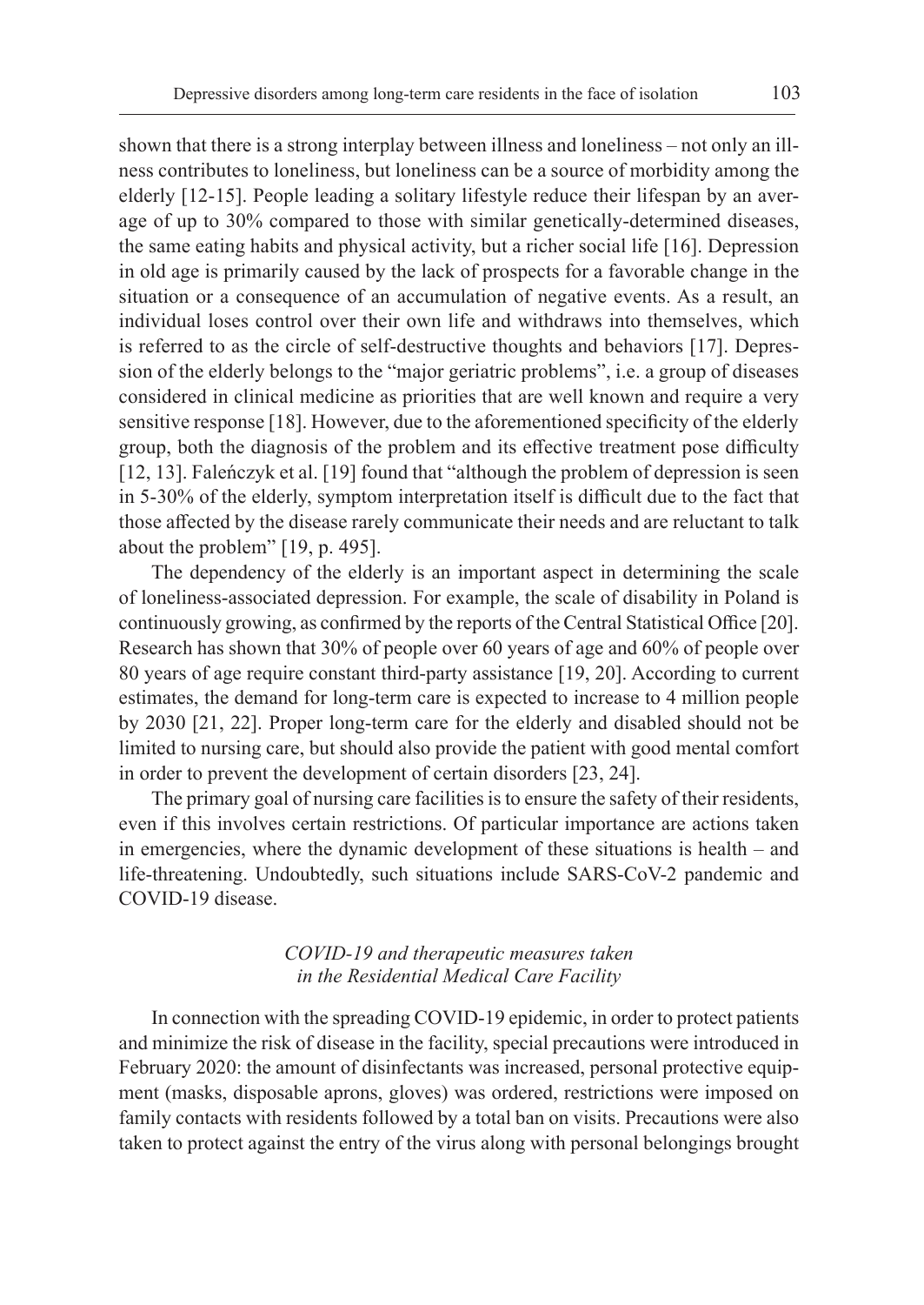shown that there is a strong interplay between illness and loneliness – not only an illness contributes to loneliness, but loneliness can be a source of morbidity among the elderly [12-15]. People leading a solitary lifestyle reduce their lifespan by an average of up to 30% compared to those with similar genetically-determined diseases, the same eating habits and physical activity, but a richer social life [16]. Depression in old age is primarily caused by the lack of prospects for a favorable change in the situation or a consequence of an accumulation of negative events. As a result, an individual loses control over their own life and withdraws into themselves, which is referred to as the circle of self-destructive thoughts and behaviors [17]. Depression of the elderly belongs to the "major geriatric problems", i.e. a group of diseases considered in clinical medicine as priorities that are well known and require a very sensitive response [18]. However, due to the aforementioned specificity of the elderly group, both the diagnosis of the problem and its effective treatment pose difficulty [12, 13]. Faleńczyk et al. [19] found that "although the problem of depression is seen in 5-30% of the elderly, symptom interpretation itself is difficult due to the fact that those affected by the disease rarely communicate their needs and are reluctant to talk about the problem" [19, p. 495].

The dependency of the elderly is an important aspect in determining the scale of loneliness-associated depression. For example, the scale of disability in Poland is continuously growing, as confirmed by the reports of the Central Statistical Office [20]. Research has shown that 30% of people over 60 years of age and 60% of people over 80 years of age require constant third-party assistance [19, 20]. According to current estimates, the demand for long-term care is expected to increase to 4 million people by 2030 [21, 22]. Proper long-term care for the elderly and disabled should not be limited to nursing care, but should also provide the patient with good mental comfort in order to prevent the development of certain disorders [23, 24].

The primary goal of nursing care facilities is to ensure the safety of their residents, even if this involves certain restrictions. Of particular importance are actions taken in emergencies, where the dynamic development of these situations is health – and life-threatening. Undoubtedly, such situations include SARS-CoV-2 pandemic and COVID-19 disease.

### *COVID-19 and therapeutic measures taken in the Residential Medical Care Facility*

In connection with the spreading COVID-19 epidemic, in order to protect patients and minimize the risk of disease in the facility, special precautions were introduced in February 2020: the amount of disinfectants was increased, personal protective equipment (masks, disposable aprons, gloves) was ordered, restrictions were imposed on family contacts with residents followed by a total ban on visits. Precautions were also taken to protect against the entry of the virus along with personal belongings brought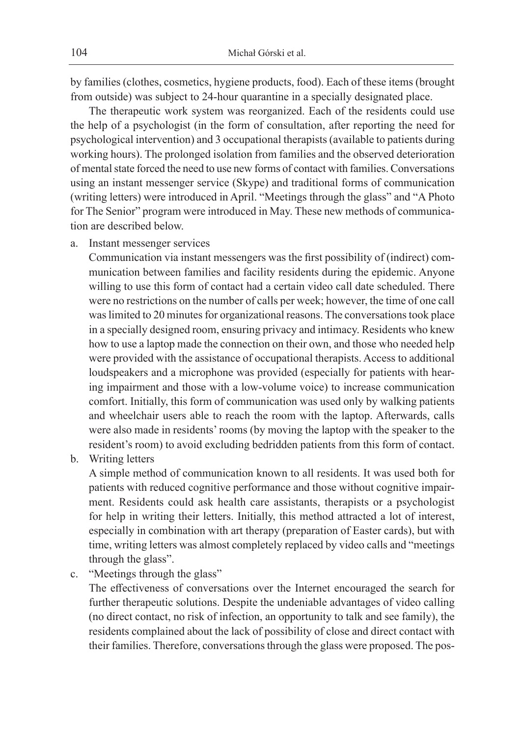by families (clothes, cosmetics, hygiene products, food). Each of these items (brought from outside) was subject to 24-hour quarantine in a specially designated place.

The therapeutic work system was reorganized. Each of the residents could use the help of a psychologist (in the form of consultation, after reporting the need for psychological intervention) and 3 occupational therapists (available to patients during working hours). The prolonged isolation from families and the observed deterioration of mental state forced the need to use new forms of contact with families. Conversations using an instant messenger service (Skype) and traditional forms of communication (writing letters) were introduced in April. "Meetings through the glass" and "A Photo for The Senior" program were introduced in May. These new methods of communication are described below.

a. Instant messenger services

   Communication via instant messengers was the first possibility of (indirect) communication between families and facility residents during the epidemic. Anyone willing to use this form of contact had a certain video call date scheduled. There were no restrictions on the number of calls per week; however, the time of one call was limited to 20 minutes for organizational reasons. The conversations took place in a specially designed room, ensuring privacy and intimacy. Residents who knew how to use a laptop made the connection on their own, and those who needed help were provided with the assistance of occupational therapists. Access to additional loudspeakers and a microphone was provided (especially for patients with hearing impairment and those with a low-volume voice) to increase communication comfort. Initially, this form of communication was used only by walking patients and wheelchair users able to reach the room with the laptop. Afterwards, calls were also made in residents' rooms (by moving the laptop with the speaker to the resident's room) to avoid excluding bedridden patients from this form of contact.

b. Writing letters

   A simple method of communication known to all residents. It was used both for patients with reduced cognitive performance and those without cognitive impairment. Residents could ask health care assistants, therapists or a psychologist for help in writing their letters. Initially, this method attracted a lot of interest, especially in combination with art therapy (preparation of Easter cards), but with time, writing letters was almost completely replaced by video calls and "meetings through the glass".

c. "Meetings through the glass"

   The effectiveness of conversations over the Internet encouraged the search for further therapeutic solutions. Despite the undeniable advantages of video calling (no direct contact, no risk of infection, an opportunity to talk and see family), the residents complained about the lack of possibility of close and direct contact with their families. Therefore, conversations through the glass were proposed. The pos-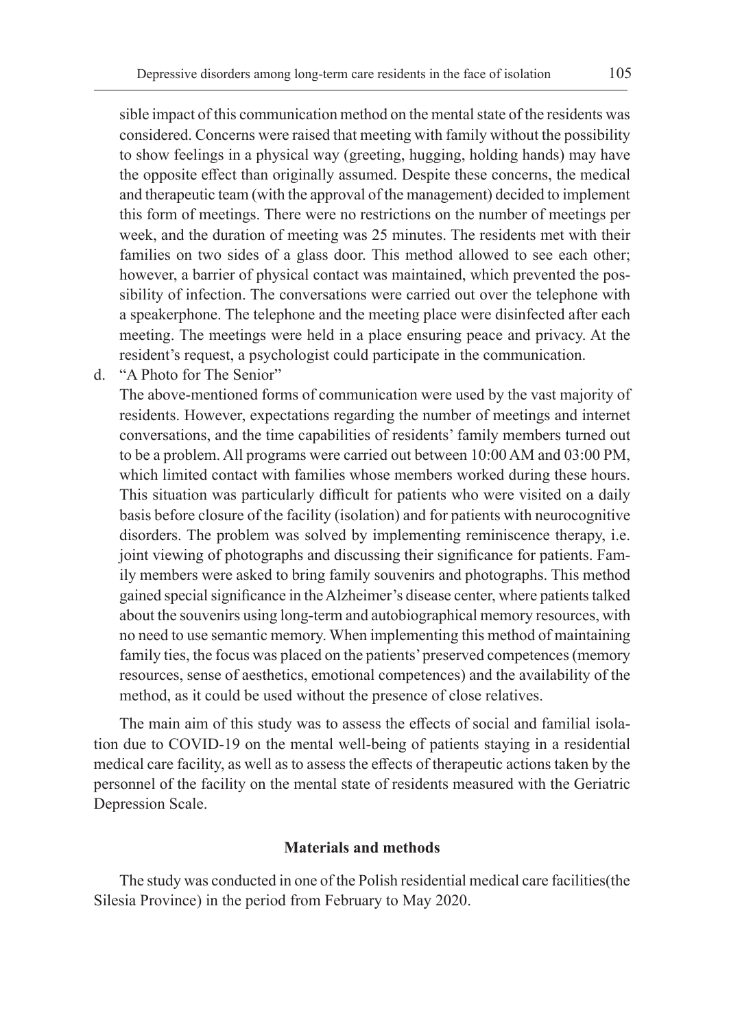sible impact of this communication method on the mental state of the residents was considered. Concerns were raised that meeting with family without the possibility to show feelings in a physical way (greeting, hugging, holding hands) may have the opposite effect than originally assumed. Despite these concerns, the medical and therapeutic team (with the approval of the management) decided to implement this form of meetings. There were no restrictions on the number of meetings per week, and the duration of meeting was 25 minutes. The residents met with their families on two sides of a glass door. This method allowed to see each other; however, a barrier of physical contact was maintained, which prevented the possibility of infection. The conversations were carried out over the telephone with a speakerphone. The telephone and the meeting place were disinfected after each meeting. The meetings were held in a place ensuring peace and privacy. At the resident's request, a psychologist could participate in the communication.

d. "A Photo for The Senior"

   The above-mentioned forms of communication were used by the vast majority of residents. However, expectations regarding the number of meetings and internet conversations, and the time capabilities of residents' family members turned out to be a problem. All programs were carried out between 10:00 AM and 03:00 PM, which limited contact with families whose members worked during these hours. This situation was particularly difficult for patients who were visited on a daily basis before closure of the facility (isolation) and for patients with neurocognitive disorders. The problem was solved by implementing reminiscence therapy, i.e. joint viewing of photographs and discussing their significance for patients. Family members were asked to bring family souvenirs and photographs. This method gained special significance in the Alzheimer's disease center, where patients talked about the souvenirs using long-term and autobiographical memory resources, with no need to use semantic memory. When implementing this method of maintaining family ties, the focus was placed on the patients' preserved competences (memory resources, sense of aesthetics, emotional competences) and the availability of the method, as it could be used without the presence of close relatives.

The main aim of this study was to assess the effects of social and familial isolation due to COVID-19 on the mental well-being of patients staying in a residential medical care facility, as well as to assess the effects of therapeutic actions taken by the personnel of the facility on the mental state of residents measured with the Geriatric Depression Scale.

## Materials and methods

The study was conducted in one of the Polish residential medical care facilities(the Silesia Province) in the period from February to May 2020.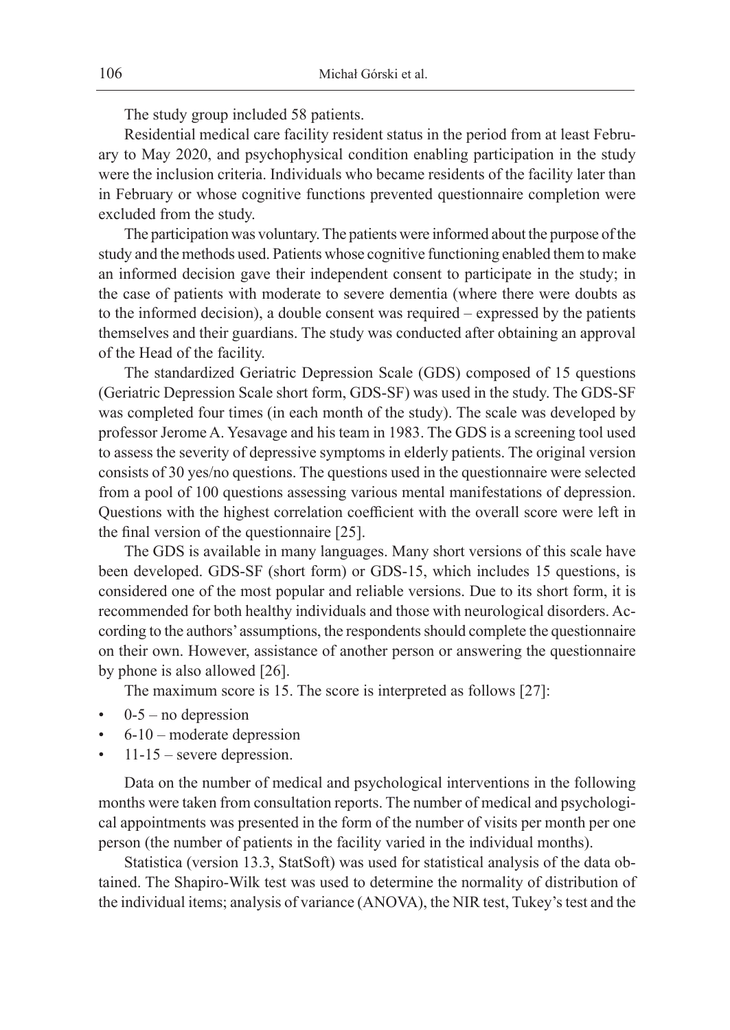The study group included 58 patients.

Residential medical care facility resident status in the period from at least February to May 2020, and psychophysical condition enabling participation in the study were the inclusion criteria. Individuals who became residents of the facility later than in February or whose cognitive functions prevented questionnaire completion were excluded from the study.

The participation was voluntary. The patients were informed about the purpose of the study and the methods used. Patients whose cognitive functioning enabled them to make an informed decision gave their independent consent to participate in the study; in the case of patients with moderate to severe dementia (where there were doubts as to the informed decision), a double consent was required – expressed by the patients themselves and their guardians. The study was conducted after obtaining an approval of the Head of the facility.

The standardized Geriatric Depression Scale (GDS) composed of 15 questions (Geriatric Depression Scale short form, GDS-SF) was used in the study. The GDS-SF was completed four times (in each month of the study). The scale was developed by professor Jerome A. Yesavage and his team in 1983. The GDS is a screening tool used to assess the severity of depressive symptoms in elderly patients. The original version consists of 30 yes/no questions. The questions used in the questionnaire were selected from a pool of 100 questions assessing various mental manifestations of depression. Questions with the highest correlation coefficient with the overall score were left in the final version of the questionnaire [25].

The GDS is available in many languages. Many short versions of this scale have been developed. GDS-SF (short form) or GDS-15, which includes 15 questions, is considered one of the most popular and reliable versions. Due to its short form, it is recommended for both healthy individuals and those with neurological disorders. According to the authors' assumptions, the respondents should complete the questionnaire on their own. However, assistance of another person or answering the questionnaire by phone is also allowed [26].

The maximum score is 15. The score is interpreted as follows [27]:

- 0-5 – no depression
- 6-10 – moderate depression
- 11-15 – severe depression.

Data on the number of medical and psychological interventions in the following months were taken from consultation reports. The number of medical and psychological appointments was presented in the form of the number of visits per month per one person (the number of patients in the facility varied in the individual months).

Statistica (version 13.3, StatSoft) was used for statistical analysis of the data obtained. The Shapiro-Wilk test was used to determine the normality of distribution of the individual items; analysis of variance (ANOVA), the NIR test, Tukey's test and the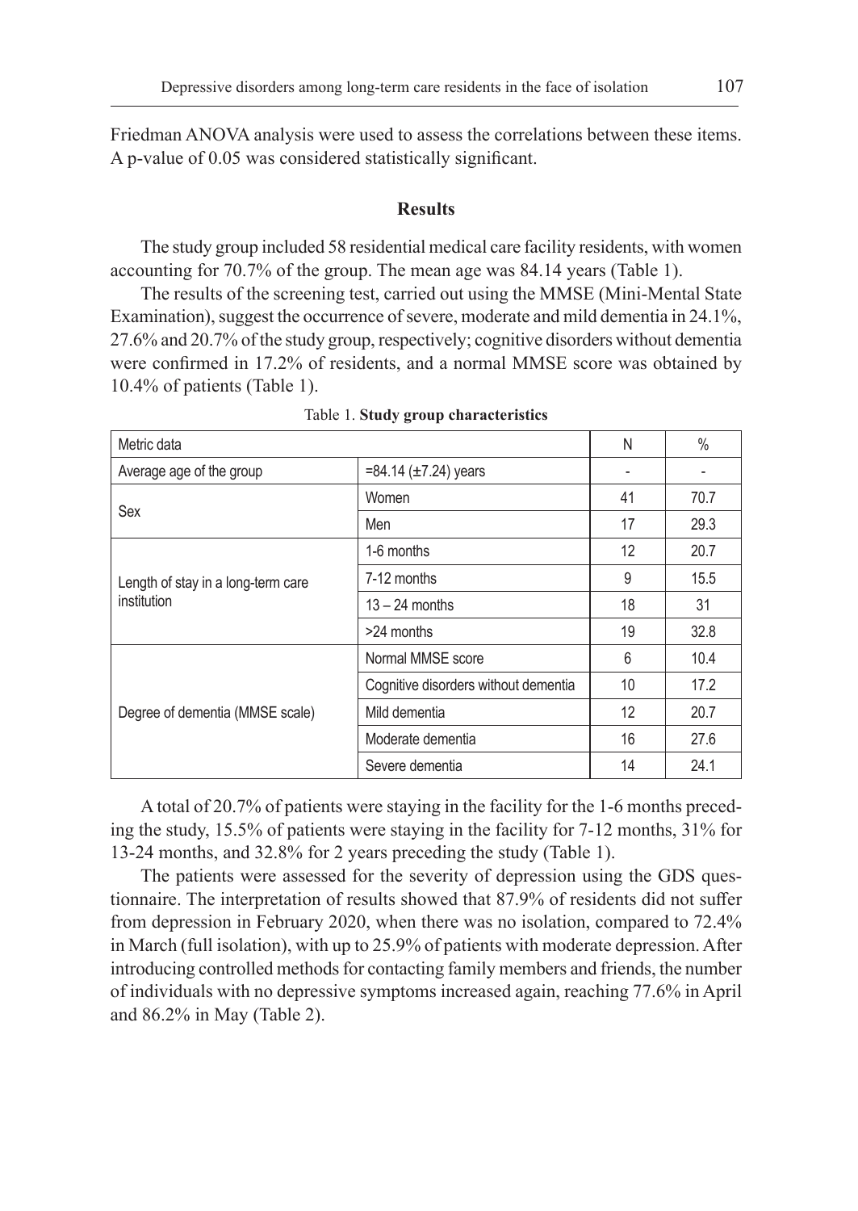Friedman ANOVA analysis were used to assess the correlations between these items. A p-value of 0.05 was considered statistically significant.

## Results

The study group included 58 residential medical care facility residents, with women accounting for 70.7% of the group. The mean age was 84.14 years (Table 1).

The results of the screening test, carried out using the MMSE (Mini-Mental State Examination), suggest the occurrence of severe, moderate and mild dementia in 24.1%, 27.6% and 20.7% of the study group, respectively; cognitive disorders without dementia were confirmed in 17.2% of residents, and a normal MMSE score was obtained by 10.4% of patients (Table 1).

Table 1. **Study group characteristics**

| Metric data | | N | % |
|---|---|---|---|
| Average age of the group | =84.14 (±7.24) years | - | - |
| Sex | Women | 41 | 70.7 |
| | Men | 17 | 29.3 |
| Length of stay in a long-term care institution | 1-6 months | 12 | 20.7 |
| | 7-12 months | 9 | 15.5 |
| | 13 – 24 months | 18 | 31 |
| | >24 months | 19 | 32.8 |
| Degree of dementia (MMSE scale) | Normal MMSE score | 6 | 10.4 |
| | Cognitive disorders without dementia | 10 | 17.2 |
| | Mild dementia | 12 | 20.7 |
| | Moderate dementia | 16 | 27.6 |
| | Severe dementia | 14 | 24.1 |

A total of 20.7% of patients were staying in the facility for the 1-6 months preceding the study, 15.5% of patients were staying in the facility for 7-12 months, 31% for 13-24 months, and 32.8% for 2 years preceding the study (Table 1).

The patients were assessed for the severity of depression using the GDS questionnaire. The interpretation of results showed that 87.9% of residents did not suffer from depression in February 2020, when there was no isolation, compared to 72.4% in March (full isolation), with up to 25.9% of patients with moderate depression. After introducing controlled methods for contacting family members and friends, the number of individuals with no depressive symptoms increased again, reaching 77.6% in April and 86.2% in May (Table 2).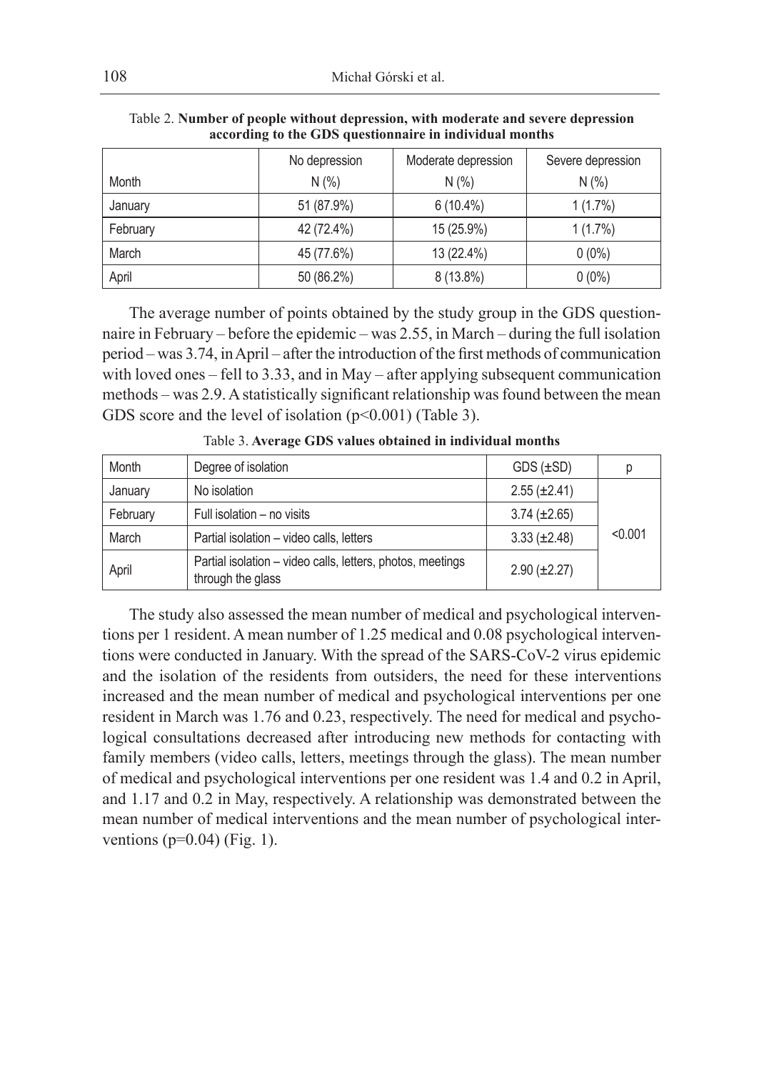Table 2. **Number of people without depression, with moderate and severe depression according to the GDS questionnaire in individual months**

| Month | No depression N (%) | Moderate depression N (%) | Severe depression N (%) |
|---|---|---|---|
| January | 51 (87.9%) | 6 (10.4%) | 1 (1.7%) |
| February | 42 (72.4%) | 15 (25.9%) | 1 (1.7%) |
| March | 45 (77.6%) | 13 (22.4%) | 0 (0%) |
| April | 50 (86.2%) | 8 (13.8%) | 0 (0%) |

The average number of points obtained by the study group in the GDS questionnaire in February – before the epidemic – was 2.55, in March – during the full isolation period – was 3.74, in April – after the introduction of the first methods of communication with loved ones – fell to 3.33, and in May – after applying subsequent communication methods – was 2.9. A statistically significant relationship was found between the mean GDS score and the level of isolation ($p<0.001$) (Table 3).

Table 3. **Average GDS values obtained in individual months**

| Month | Degree of isolation | GDS (±SD) | p |
|---|---|---|---|
| January | No isolation | 2.55 (±2.41) | <0.001 |
| February | Full isolation – no visits | 3.74 (±2.65) | |
| March | Partial isolation – video calls, letters | 3.33 (±2.48) | |
| April | Partial isolation – video calls, letters, photos, meetings through the glass | 2.90 (±2.27) | |

The study also assessed the mean number of medical and psychological interventions per 1 resident. A mean number of 1.25 medical and 0.08 psychological interventions were conducted in January. With the spread of the SARS-CoV-2 virus epidemic and the isolation of the residents from outsiders, the need for these interventions increased and the mean number of medical and psychological interventions per one resident in March was 1.76 and 0.23, respectively. The need for medical and psychological consultations decreased after introducing new methods for contacting with family members (video calls, letters, meetings through the glass). The mean number of medical and psychological interventions per one resident was 1.4 and 0.2 in April, and 1.17 and 0.2 in May, respectively. A relationship was demonstrated between the mean number of medical interventions and the mean number of psychological interventions ($p=0.04$) (Fig. 1).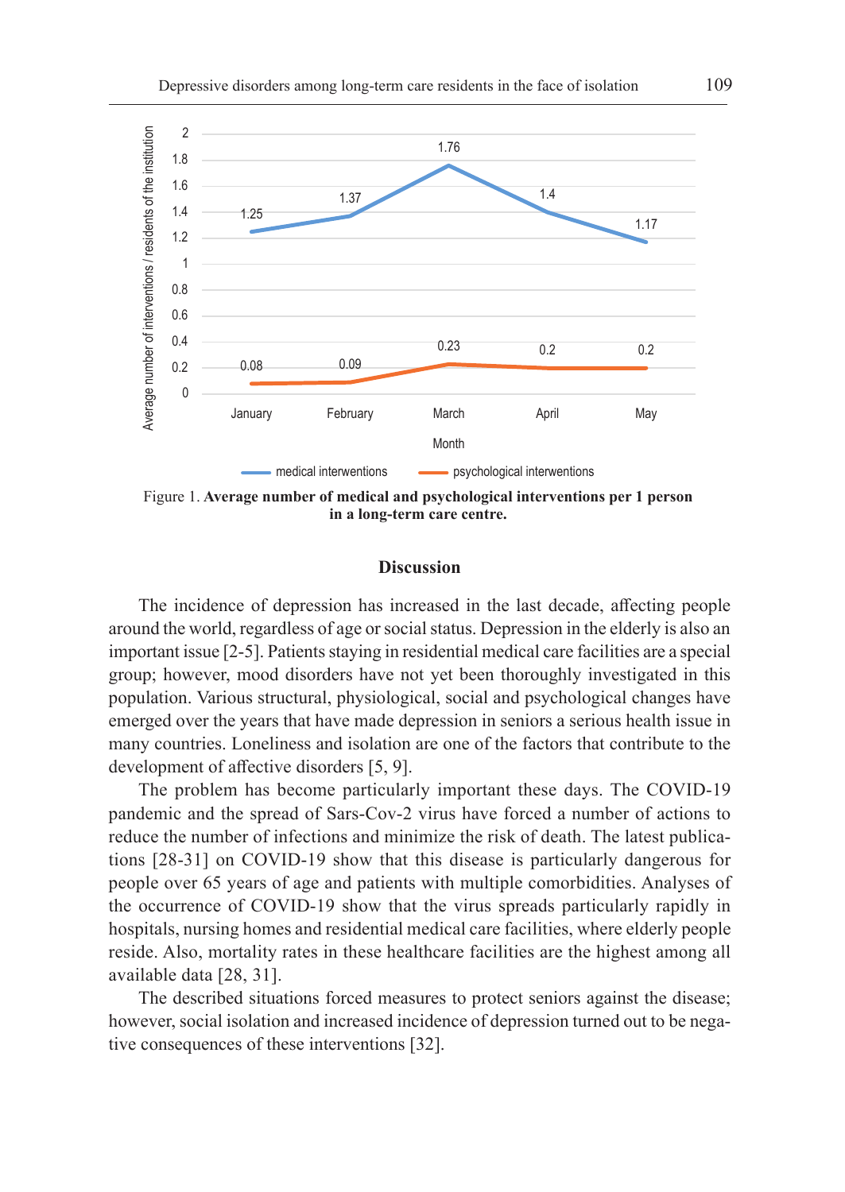Figure 1. **Average number of medical and psychological interventions per 1 person in a long-term care centre.**

## Discussion

The incidence of depression has increased in the last decade, affecting people around the world, regardless of age or social status. Depression in the elderly is also an important issue [2-5]. Patients staying in residential medical care facilities are a special group; however, mood disorders have not yet been thoroughly investigated in this population. Various structural, physiological, social and psychological changes have emerged over the years that have made depression in seniors a serious health issue in many countries. Loneliness and isolation are one of the factors that contribute to the development of affective disorders [5, 9].

The problem has become particularly important these days. The COVID-19 pandemic and the spread of Sars-Cov-2 virus have forced a number of actions to reduce the number of infections and minimize the risk of death. The latest publications [28-31] on COVID-19 show that this disease is particularly dangerous for people over 65 years of age and patients with multiple comorbidities. Analyses of the occurrence of COVID-19 show that the virus spreads particularly rapidly in hospitals, nursing homes and residential medical care facilities, where elderly people reside. Also, mortality rates in these healthcare facilities are the highest among all available data [28, 31].

The described situations forced measures to protect seniors against the disease; however, social isolation and increased incidence of depression turned out to be negative consequences of these interventions [32].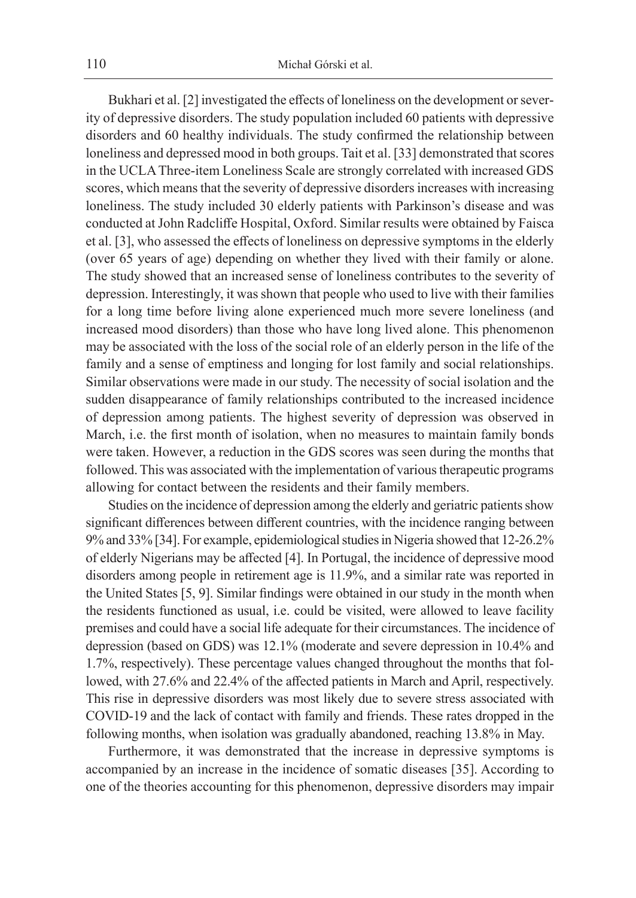Bukhari et al. [2] investigated the effects of loneliness on the development or severity of depressive disorders. The study population included 60 patients with depressive disorders and 60 healthy individuals. The study confirmed the relationship between loneliness and depressed mood in both groups. Tait et al. [33] demonstrated that scores in the UCLA Three-item Loneliness Scale are strongly correlated with increased GDS scores, which means that the severity of depressive disorders increases with increasing loneliness. The study included 30 elderly patients with Parkinson's disease and was conducted at John Radcliffe Hospital, Oxford. Similar results were obtained by Faisca et al. [3], who assessed the effects of loneliness on depressive symptoms in the elderly (over 65 years of age) depending on whether they lived with their family or alone. The study showed that an increased sense of loneliness contributes to the severity of depression. Interestingly, it was shown that people who used to live with their families for a long time before living alone experienced much more severe loneliness (and increased mood disorders) than those who have long lived alone. This phenomenon may be associated with the loss of the social role of an elderly person in the life of the family and a sense of emptiness and longing for lost family and social relationships. Similar observations were made in our study. The necessity of social isolation and the sudden disappearance of family relationships contributed to the increased incidence of depression among patients. The highest severity of depression was observed in March, i.e. the first month of isolation, when no measures to maintain family bonds were taken. However, a reduction in the GDS scores was seen during the months that followed. This was associated with the implementation of various therapeutic programs allowing for contact between the residents and their family members.

Studies on the incidence of depression among the elderly and geriatric patients show significant differences between different countries, with the incidence ranging between 9% and 33% [34]. For example, epidemiological studies in Nigeria showed that 12-26.2% of elderly Nigerians may be affected [4]. In Portugal, the incidence of depressive mood disorders among people in retirement age is 11.9%, and a similar rate was reported in the United States [5, 9]. Similar findings were obtained in our study in the month when the residents functioned as usual, i.e. could be visited, were allowed to leave facility premises and could have a social life adequate for their circumstances. The incidence of depression (based on GDS) was 12.1% (moderate and severe depression in 10.4% and 1.7%, respectively). These percentage values changed throughout the months that followed, with 27.6% and 22.4% of the affected patients in March and April, respectively. This rise in depressive disorders was most likely due to severe stress associated with COVID-19 and the lack of contact with family and friends. These rates dropped in the following months, when isolation was gradually abandoned, reaching 13.8% in May.

Furthermore, it was demonstrated that the increase in depressive symptoms is accompanied by an increase in the incidence of somatic diseases [35]. According to one of the theories accounting for this phenomenon, depressive disorders may impair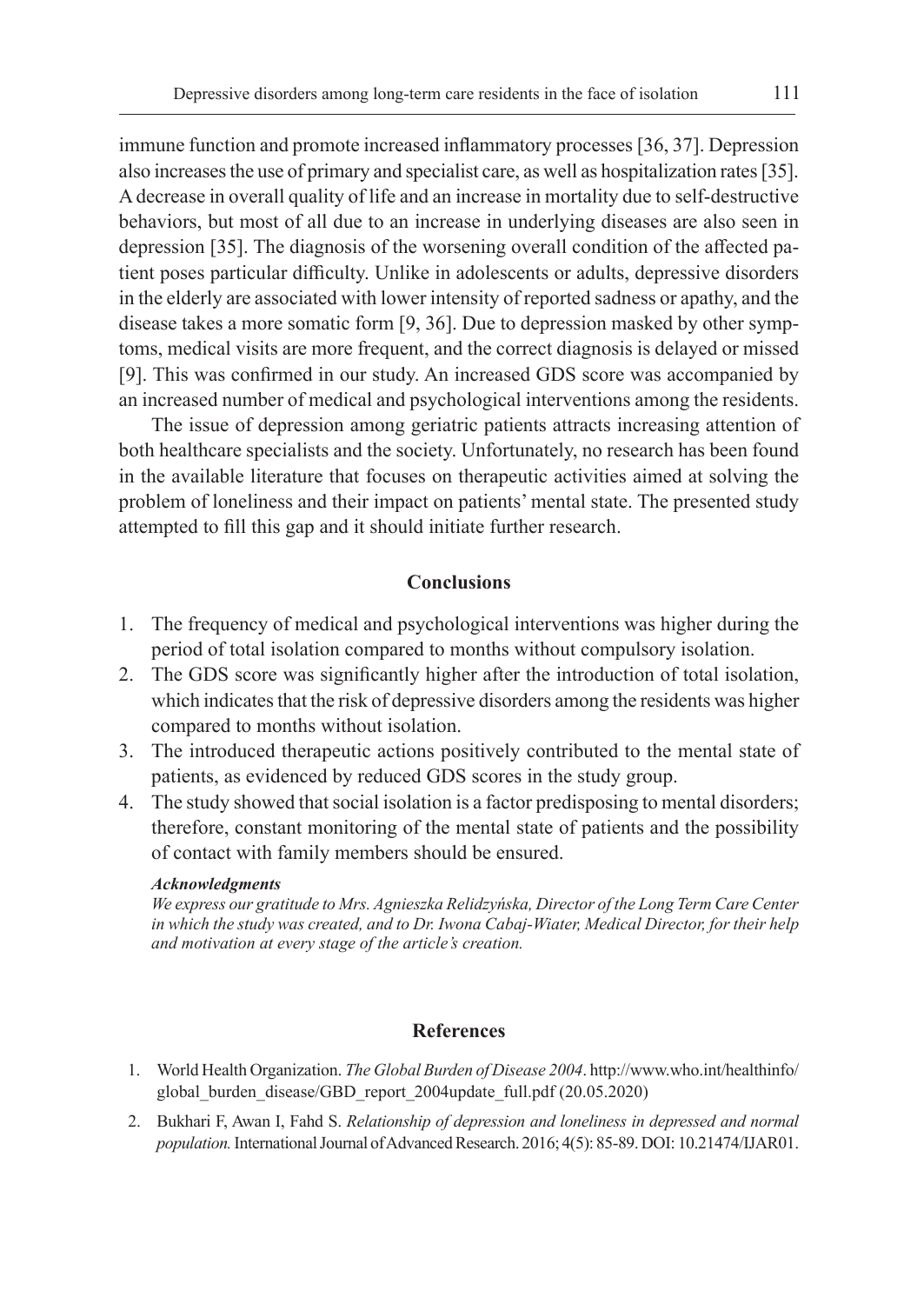immune function and promote increased inflammatory processes [36, 37]. Depression also increases the use of primary and specialist care, as well as hospitalization rates [35]. A decrease in overall quality of life and an increase in mortality due to self-destructive behaviors, but most of all due to an increase in underlying diseases are also seen in depression [35]. The diagnosis of the worsening overall condition of the affected patient poses particular difficulty. Unlike in adolescents or adults, depressive disorders in the elderly are associated with lower intensity of reported sadness or apathy, and the disease takes a more somatic form [9, 36]. Due to depression masked by other symptoms, medical visits are more frequent, and the correct diagnosis is delayed or missed [9]. This was confirmed in our study. An increased GDS score was accompanied by an increased number of medical and psychological interventions among the residents.

The issue of depression among geriatric patients attracts increasing attention of both healthcare specialists and the society. Unfortunately, no research has been found in the available literature that focuses on therapeutic activities aimed at solving the problem of loneliness and their impact on patients' mental state. The presented study attempted to fill this gap and it should initiate further research.

## Conclusions

1. The frequency of medical and psychological interventions was higher during the period of total isolation compared to months without compulsory isolation.
2. The GDS score was significantly higher after the introduction of total isolation, which indicates that the risk of depressive disorders among the residents was higher compared to months without isolation.
3. The introduced therapeutic actions positively contributed to the mental state of patients, as evidenced by reduced GDS scores in the study group.
4. The study showed that social isolation is a factor predisposing to mental disorders; therefore, constant monitoring of the mental state of patients and the possibility of contact with family members should be ensured.

***Acknowledgments***

*We express our gratitude to Mrs. Agnieszka Relidzyńska, Director of the Long Term Care Center in which the study was created, and to Dr. Iwona Cabaj-Wiater, Medical Director, for their help and motivation at every stage of the article's creation.*

## References

1. World Health Organization. *The Global Burden of Disease 2004*. http://www.who.int/healthinfo/global_burden_disease/GBD_report_2004update_full.pdf (20.05.2020)
2. Bukhari F, Awan I, Fahd S. *Relationship of depression and loneliness in depressed and normal population.* International Journal of Advanced Research. 2016; 4(5): 85-89. DOI: 10.21474/IJAR01.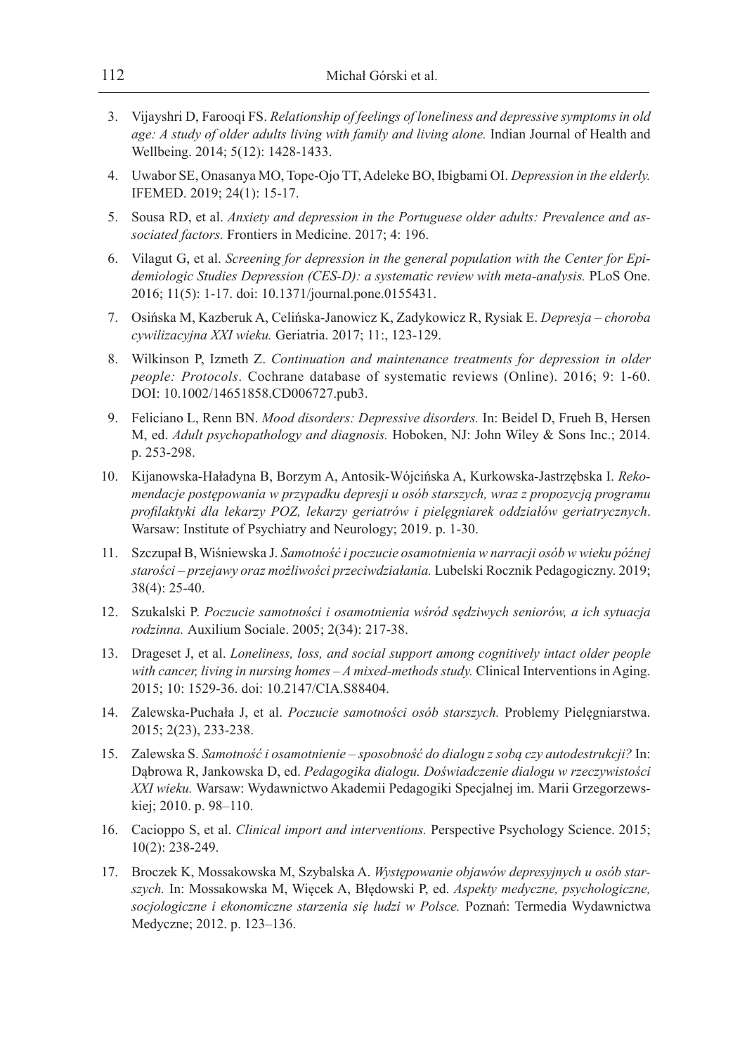3. Vijayshri D, Farooqi FS. *Relationship of feelings of loneliness and depressive symptoms in old age: A study of older adults living with family and living alone.* Indian Journal of Health and Wellbeing. 2014; 5(12): 1428-1433.
4. Uwabor SE, Onasanya MO, Tope-Ojo TT, Adeleke BO, Ibigbami OI. *Depression in the elderly.* IFEMED. 2019; 24(1): 15-17.
5. Sousa RD, et al. *Anxiety and depression in the Portuguese older adults: Prevalence and associated factors.* Frontiers in Medicine. 2017; 4: 196.
6. Vilagut G, et al. *Screening for depression in the general population with the Center for Epidemiologic Studies Depression (CES-D): a systematic review with meta-analysis.* PLoS One. 2016; 11(5): 1-17. doi: 10.1371/journal.pone.0155431.
7. Osińska M, Kazberuk A, Celińska-Janowicz K, Zadykowicz R, Rysiak E. *Depresja – choroba cywilizacyjna XXI wieku.* Geriatria. 2017; 11:, 123-129.
8. Wilkinson P, Izmeth Z. *Continuation and maintenance treatments for depression in older people: Protocols*. Cochrane database of systematic reviews (Online). 2016; 9: 1-60. DOI: 10.1002/14651858.CD006727.pub3.
9. Feliciano L, Renn BN. *Mood disorders: Depressive disorders.* In: Beidel D, Frueh B, Hersen M, ed. *Adult psychopathology and diagnosis.* Hoboken, NJ: John Wiley & Sons Inc.; 2014. p. 253-298.
10. Kijanowska-Haładyna B, Borzym A, Antosik-Wójcińska A, Kurkowska-Jastrzębska I. *Rekomendacje postępowania w przypadku depresji u osób starszych, wraz z propozycją programu profilaktyki dla lekarzy POZ, lekarzy geriatrów i pielęgniarek oddziałów geriatrycznych*. Warsaw: Institute of Psychiatry and Neurology; 2019. p. 1-30.
11. Szczupał B, Wiśniewska J. *Samotność i poczucie osamotnienia w narracji osób w wieku późnej starości – przejawy oraz możliwości przeciwdziałania.* Lubelski Rocznik Pedagogiczny. 2019; 38(4): 25-40.
12. Szukalski P. *Poczucie samotności i osamotnienia wśród sędziwych seniorów, a ich sytuacja rodzinna.* Auxilium Sociale. 2005; 2(34): 217-38.
13. Drageset J, et al. *Loneliness, loss, and social support among cognitively intact older people with cancer, living in nursing homes – A mixed-methods study.* Clinical Interventions in Aging. 2015; 10: 1529-36. doi: 10.2147/CIA.S88404.
14. Zalewska-Puchała J, et al. *Poczucie samotności osób starszych.* Problemy Pielęgniarstwa. 2015; 2(23), 233-238.
15. Zalewska S. *Samotność i osamotnienie – sposobność do dialogu z sobą czy autodestrukcji?* In: Dąbrowa R, Jankowska D, ed. *Pedagogika dialogu. Doświadczenie dialogu w rzeczywistości XXI wieku.* Warsaw: Wydawnictwo Akademii Pedagogiki Specjalnej im. Marii Grzegorzewskiej; 2010. p. 98–110.
16. Cacioppo S, et al. *Clinical import and interventions.* Perspective Psychology Science. 2015; 10(2): 238-249.
17. Broczek K, Mossakowska M, Szybalska A. *Występowanie objawów depresyjnych u osób starszych.* In: Mossakowska M, Więcek A, Błędowski P, ed. *Aspekty medyczne, psychologiczne, socjologiczne i ekonomiczne starzenia się ludzi w Polsce.* Poznań: Termedia Wydawnictwa Medyczne; 2012. p. 123–136.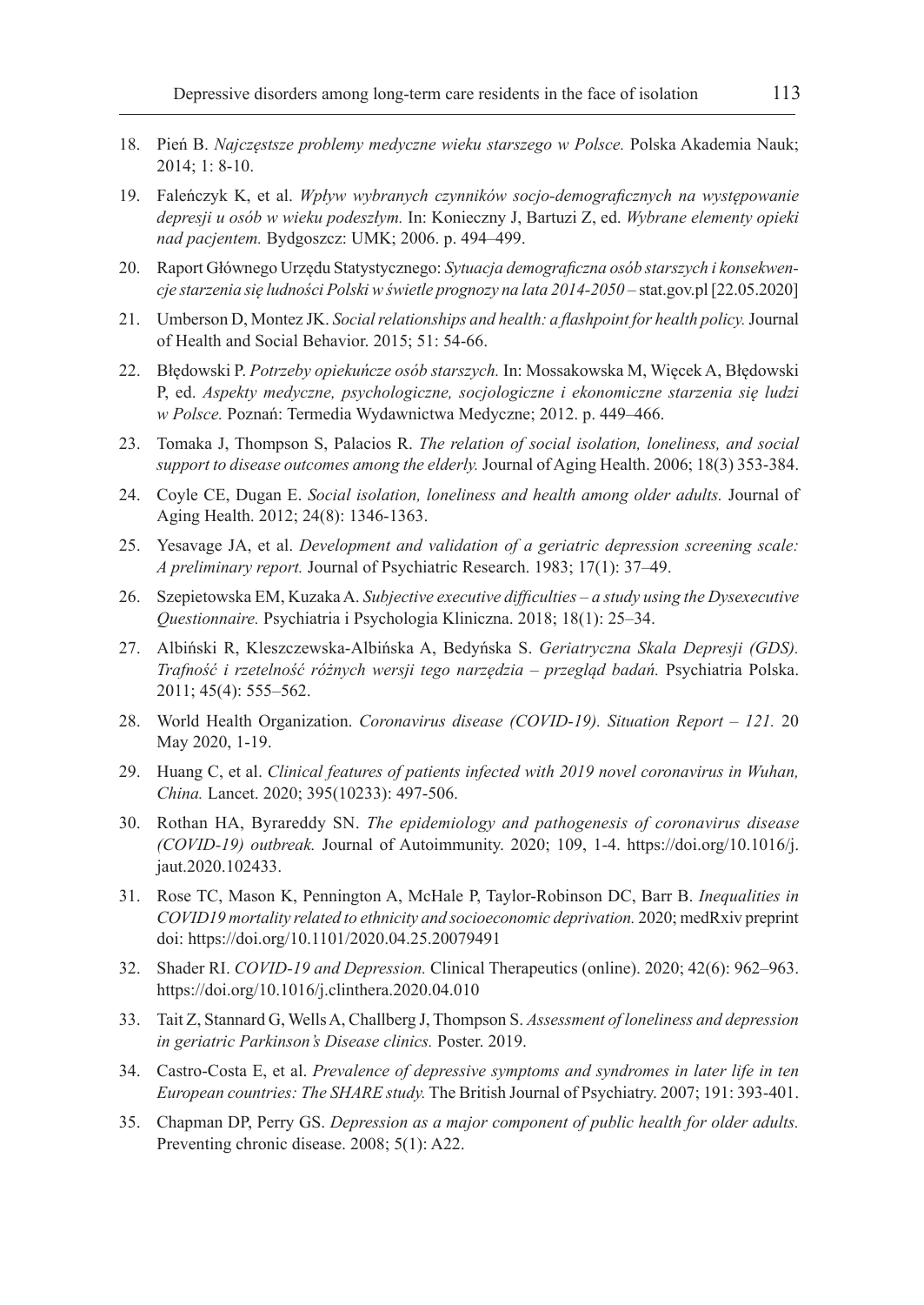18. Pień B. *Najczęstsze problemy medyczne wieku starszego w Polsce.* Polska Akademia Nauk; 2014; 1: 8-10.
19. Faleńczyk K, et al. *Wpływ wybranych czynników socjo-demograficznych na występowanie depresji u osób w wieku podeszłym.* In: Konieczny J, Bartuzi Z, ed. *Wybrane elementy opieki nad pacjentem.* Bydgoszcz: UMK; 2006. p. 494–499.
20. Raport Głównego Urzędu Statystycznego: *Sytuacja demograficzna osób starszych i konsekwencje starzenia się ludności Polski w świetle prognozy na lata 2014-2050* – stat.gov.pl [22.05.2020]
21. Umberson D, Montez JK. *Social relationships and health: a flashpoint for health policy.* Journal of Health and Social Behavior. 2015; 51: 54-66.
22. Błędowski P. *Potrzeby opiekuńcze osób starszych.* In: Mossakowska M, Więcek A, Błędowski P, ed. *Aspekty medyczne, psychologiczne, socjologiczne i ekonomiczne starzenia się ludzi w Polsce.* Poznań: Termedia Wydawnictwa Medyczne; 2012. p. 449–466.
23. Tomaka J, Thompson S, Palacios R. *The relation of social isolation, loneliness, and social support to disease outcomes among the elderly.* Journal of Aging Health. 2006; 18(3) 353-384.
24. Coyle CE, Dugan E. *Social isolation, loneliness and health among older adults.* Journal of Aging Health. 2012; 24(8): 1346-1363.
25. Yesavage JA, et al. *Development and validation of a geriatric depression screening scale: A preliminary report.* Journal of Psychiatric Research. 1983; 17(1): 37–49.
26. Szepietowska EM, Kuzaka A. *Subjective executive difficulties – a study using the Dysexecutive Questionnaire.* Psychiatria i Psychologia Kliniczna. 2018; 18(1): 25–34.
27. Albiński R, Kleszczewska-Albińska A, Bedyńska S. *Geriatryczna Skala Depresji (GDS). Trafność i rzetelność różnych wersji tego narzędzia – przegląd badań.* Psychiatria Polska. 2011; 45(4): 555–562.
28. World Health Organization. *Coronavirus disease (COVID-19). Situation Report – 121.* 20 May 2020, 1-19.
29. Huang C, et al. *Clinical features of patients infected with 2019 novel coronavirus in Wuhan, China.* Lancet. 2020; 395(10233): 497-506.
30. Rothan HA, Byrareddy SN. *The epidemiology and pathogenesis of coronavirus disease (COVID-19) outbreak.* Journal of Autoimmunity. 2020; 109, 1-4. https://doi.org/10.1016/j.jaut.2020.102433.
31. Rose TC, Mason K, Pennington A, McHale P, Taylor-Robinson DC, Barr B. *Inequalities in COVID19 mortality related to ethnicity and socioeconomic deprivation.* 2020; medRxiv preprint doi: https://doi.org/10.1101/2020.04.25.20079491
32. Shader RI. *COVID-19 and Depression.* Clinical Therapeutics (online). 2020; 42(6): 962–963. https://doi.org/10.1016/j.clinthera.2020.04.010
33. Tait Z, Stannard G, Wells A, Challberg J, Thompson S. *Assessment of loneliness and depression in geriatric Parkinson's Disease clinics.* Poster. 2019.
34. Castro-Costa E, et al. *Prevalence of depressive symptoms and syndromes in later life in ten European countries: The SHARE study.* The British Journal of Psychiatry. 2007; 191: 393-401.
35. Chapman DP, Perry GS. *Depression as a major component of public health for older adults.* Preventing chronic disease. 2008; 5(1): A22.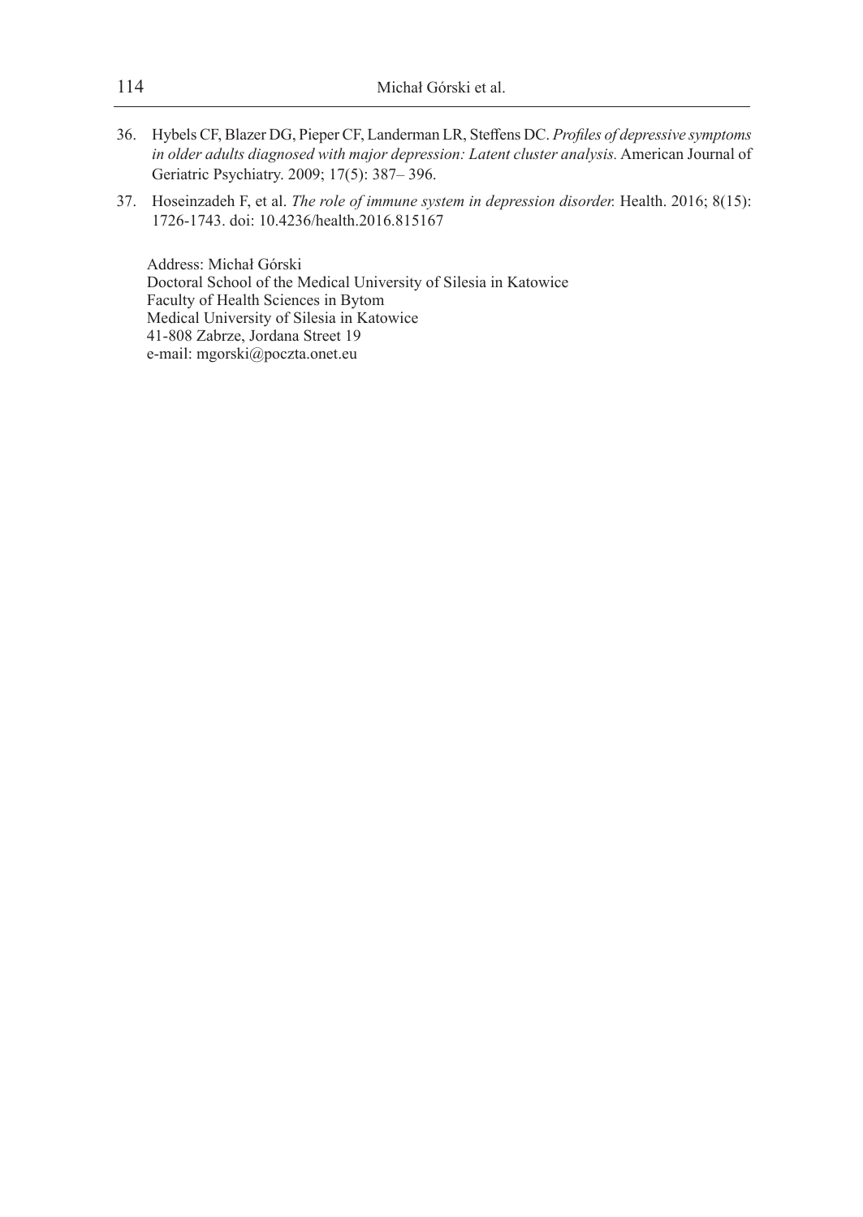36. Hybels CF, Blazer DG, Pieper CF, Landerman LR, Steffens DC. *Profiles of depressive symptoms in older adults diagnosed with major depression: Latent cluster analysis.* American Journal of Geriatric Psychiatry. 2009; 17(5): 387– 396.

37. Hoseinzadeh F, et al. *The role of immune system in depression disorder.* Health. 2016; 8(15): 1726-1743. doi: 10.4236/health.2016.815167

Address: Michał Górski
Doctoral School of the Medical University of Silesia in Katowice
Faculty of Health Sciences in Bytom
Medical University of Silesia in Katowice
41-808 Zabrze, Jordana Street 19
e-mail: mgorski@poczta.onet.eu